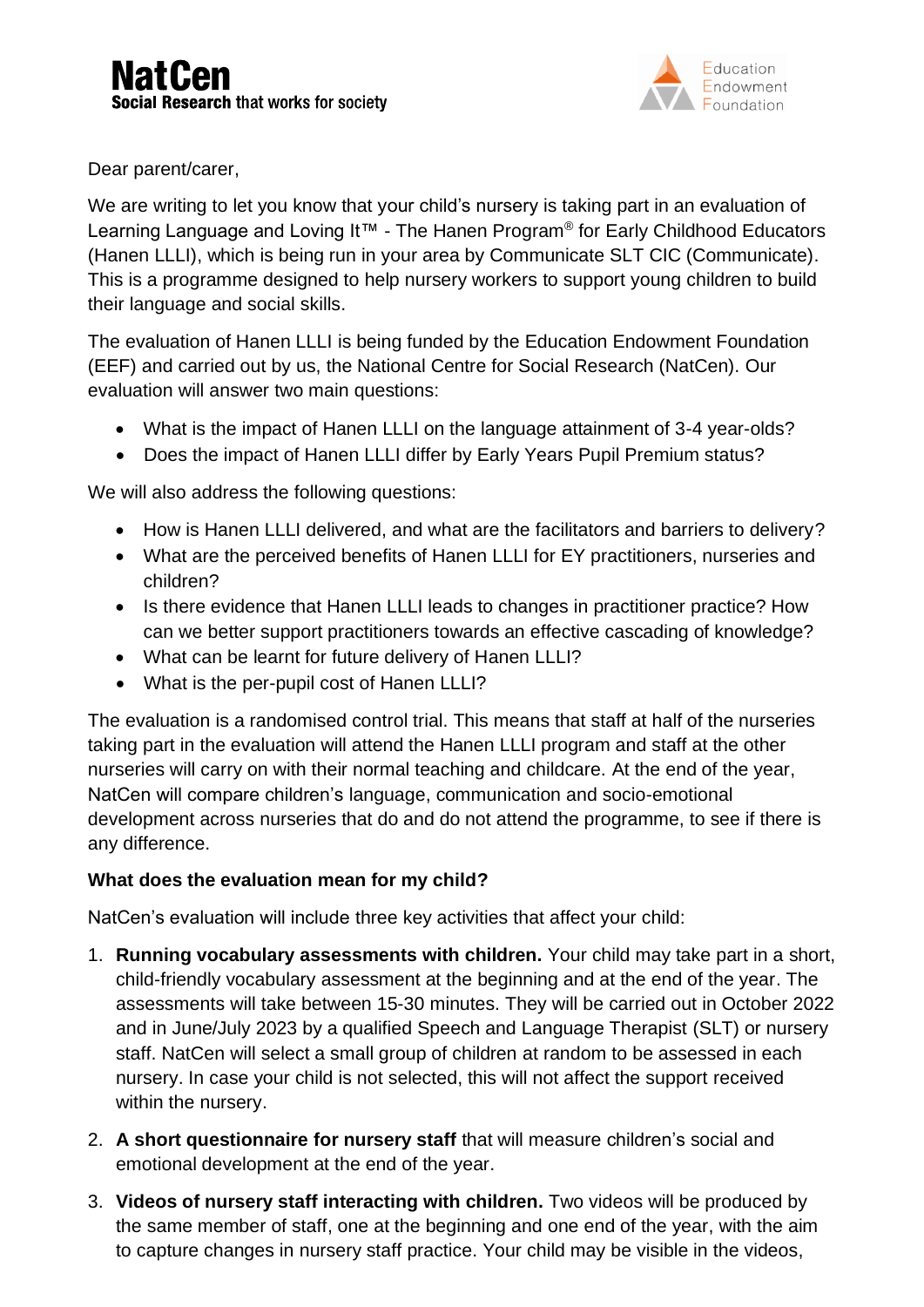NatCen
Social Research that works for society

Education Endowment Foundation

Dear parent/carer,

We are writing to let you know that your child's nursery is taking part in an evaluation of Learning Language and Loving It™ - The Hanen Program® for Early Childhood Educators (Hanen LLLI), which is being run in your area by Communicate SLT CIC (Communicate). This is a programme designed to help nursery workers to support young children to build their language and social skills.

The evaluation of Hanen LLLI is being funded by the Education Endowment Foundation (EEF) and carried out by us, the National Centre for Social Research (NatCen). Our evaluation will answer two main questions:

- What is the impact of Hanen LLLI on the language attainment of 3-4 year-olds?
- Does the impact of Hanen LLLI differ by Early Years Pupil Premium status?

We will also address the following questions:

- How is Hanen LLLI delivered, and what are the facilitators and barriers to delivery?
- What are the perceived benefits of Hanen LLLI for EY practitioners, nurseries and children?
- Is there evidence that Hanen LLLI leads to changes in practitioner practice? How can we better support practitioners towards an effective cascading of knowledge?
- What can be learnt for future delivery of Hanen LLLI?
- What is the per-pupil cost of Hanen LLLI?

The evaluation is a randomised control trial. This means that staff at half of the nurseries taking part in the evaluation will attend the Hanen LLLI program and staff at the other nurseries will carry on with their normal teaching and childcare. At the end of the year, NatCen will compare children's language, communication and socio-emotional development across nurseries that do and do not attend the programme, to see if there is any difference.

**What does the evaluation mean for my child?**

NatCen's evaluation will include three key activities that affect your child:

1. **Running vocabulary assessments with children.** Your child may take part in a short, child-friendly vocabulary assessment at the beginning and at the end of the year. The assessments will take between 15-30 minutes. They will be carried out in October 2022 and in June/July 2023 by a qualified Speech and Language Therapist (SLT) or nursery staff. NatCen will select a small group of children at random to be assessed in each nursery. In case your child is not selected, this will not affect the support received within the nursery.

2. **A short questionnaire for nursery staff** that will measure children's social and emotional development at the end of the year.

3. **Videos of nursery staff interacting with children.** Two videos will be produced by the same member of staff, one at the beginning and one end of the year, with the aim to capture changes in nursery staff practice. Your child may be visible in the videos,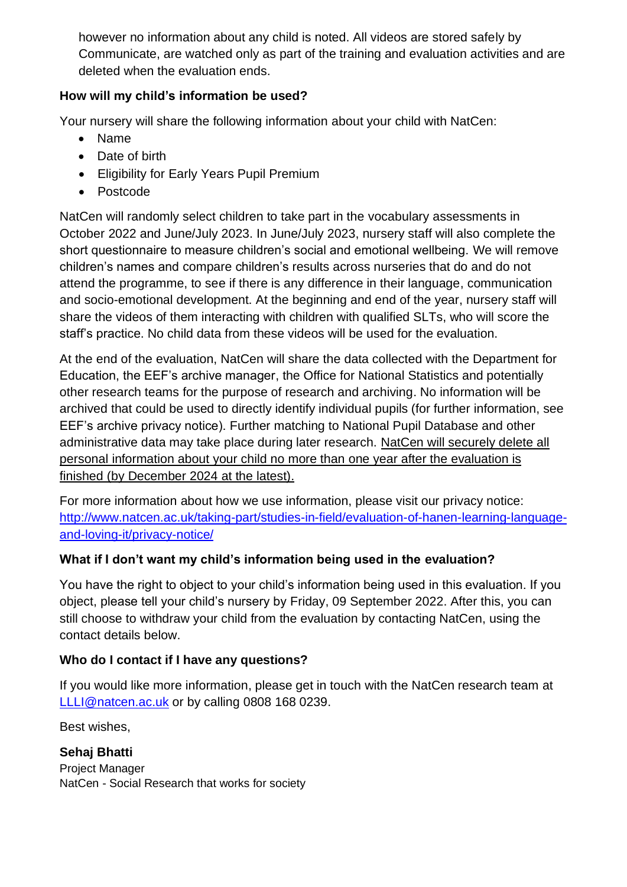however no information about any child is noted. All videos are stored safely by Communicate, are watched only as part of the training and evaluation activities and are deleted when the evaluation ends.

**How will my child's information be used?**

Your nursery will share the following information about your child with NatCen:

- Name
- Date of birth
- Eligibility for Early Years Pupil Premium
- Postcode

NatCen will randomly select children to take part in the vocabulary assessments in October 2022 and June/July 2023. In June/July 2023, nursery staff will also complete the short questionnaire to measure children's social and emotional wellbeing. We will remove children's names and compare children's results across nurseries that do and do not attend the programme, to see if there is any difference in their language, communication and socio-emotional development. At the beginning and end of the year, nursery staff will share the videos of them interacting with children with qualified SLTs, who will score the staff's practice. No child data from these videos will be used for the evaluation.

At the end of the evaluation, NatCen will share the data collected with the Department for Education, the EEF's archive manager, the Office for National Statistics and potentially other research teams for the purpose of research and archiving. No information will be archived that could be used to directly identify individual pupils (for further information, see EEF's archive privacy notice). Further matching to National Pupil Database and other administrative data may take place during later research. <u>NatCen will securely delete all personal information about your child no more than one year after the evaluation is finished (by December 2024 at the latest).</u>

For more information about how we use information, please visit our privacy notice: [http://www.natcen.ac.uk/taking-part/studies-in-field/evaluation-of-hanen-learning-language-and-loving-it/privacy-notice/](http://www.natcen.ac.uk/taking-part/studies-in-field/evaluation-of-hanen-learning-language-and-loving-it/privacy-notice/)

**What if I don't want my child's information being used in the evaluation?**

You have the right to object to your child's information being used in this evaluation. If you object, please tell your child's nursery by Friday, 09 September 2022. After this, you can still choose to withdraw your child from the evaluation by contacting NatCen, using the contact details below.

**Who do I contact if I have any questions?**

If you would like more information, please get in touch with the NatCen research team at [LLLI@natcen.ac.uk](mailto:LLLI@natcen.ac.uk) or by calling 0808 168 0239.

Best wishes,

**Sehaj Bhatti**
Project Manager
NatCen - Social Research that works for society